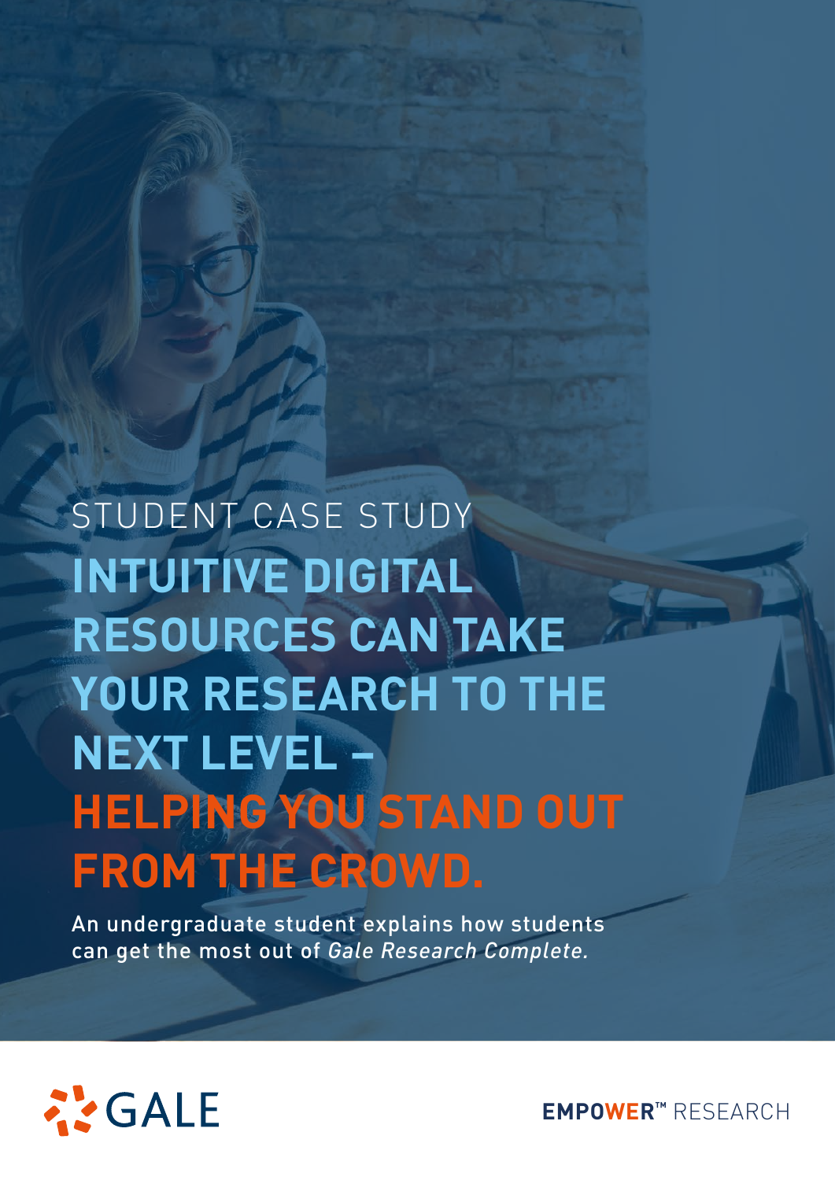STUDENT CASE STUDY

# INTUITIVE DIGITAL RESOURCES CAN TAKE YOUR RESEARCH TO THE NEXT LEVEL – HELPING YOU STAND OUT FROM THE CROWD.

An undergraduate student explains how students can get the most out of *Gale Research Complete.*

GALE

**EMPOWER™** RESEARCH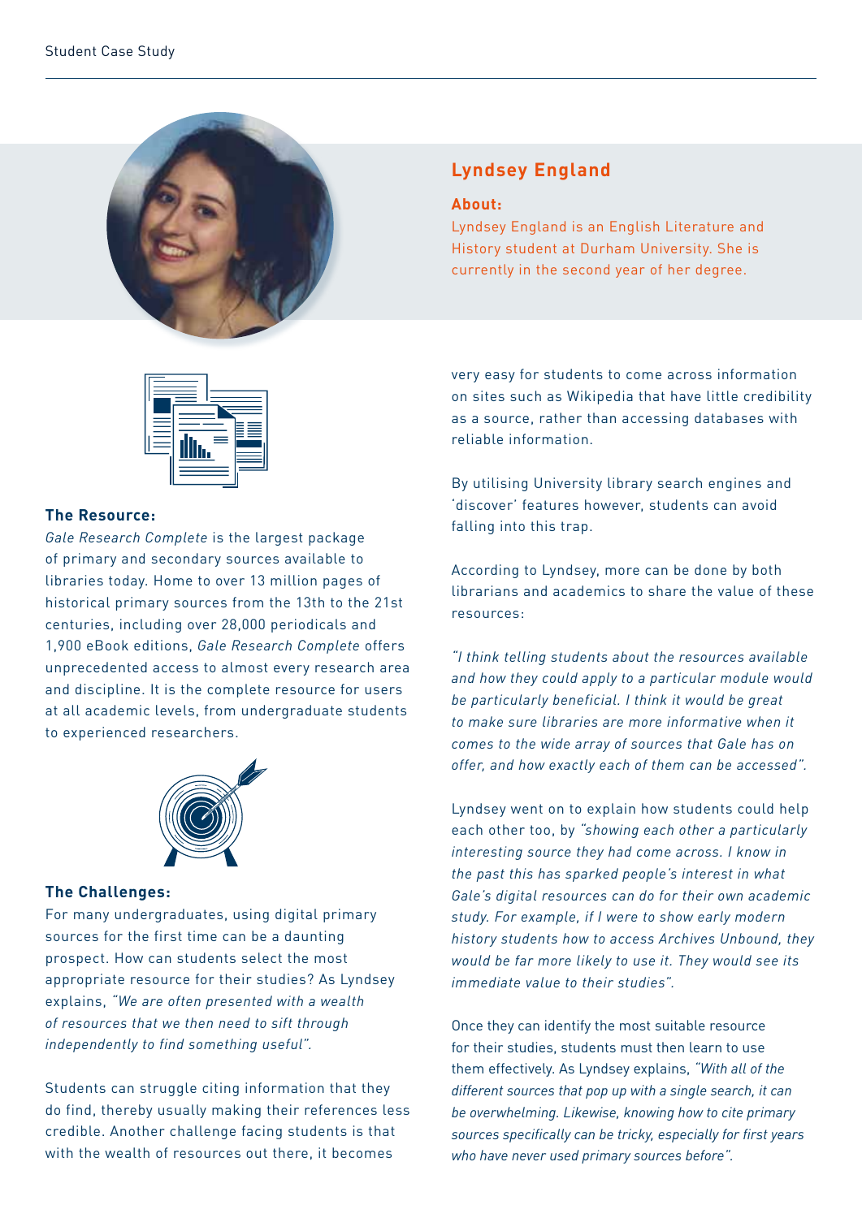## Lyndsey England

**About:**

Lyndsey England is an English Literature and History student at Durham University. She is currently in the second year of her degree.

### The Resource:

*Gale Research Complete* is the largest package of primary and secondary sources available to libraries today. Home to over 13 million pages of historical primary sources from the 13th to the 21st centuries, including over 28,000 periodicals and 1,900 eBook editions, *Gale Research Complete* offers unprecedented access to almost every research area and discipline. It is the complete resource for users at all academic levels, from undergraduate students to experienced researchers.

### The Challenges:

For many undergraduates, using digital primary sources for the first time can be a daunting prospect. How can students select the most appropriate resource for their studies? As Lyndsey explains, *"We are often presented with a wealth of resources that we then need to sift through independently to find something useful".*

Students can struggle citing information that they do find, thereby usually making their references less credible. Another challenge facing students is that with the wealth of resources out there, it becomes very easy for students to come across information on sites such as Wikipedia that have little credibility as a source, rather than accessing databases with reliable information.

By utilising University library search engines and 'discover' features however, students can avoid falling into this trap.

According to Lyndsey, more can be done by both librarians and academics to share the value of these resources:

*"I think telling students about the resources available and how they could apply to a particular module would be particularly beneficial. I think it would be great to make sure libraries are more informative when it comes to the wide array of sources that Gale has on offer, and how exactly each of them can be accessed".*

Lyndsey went on to explain how students could help each other too, by *"showing each other a particularly interesting source they had come across. I know in the past this has sparked people's interest in what Gale's digital resources can do for their own academic study. For example, if I were to show early modern history students how to access Archives Unbound, they would be far more likely to use it. They would see its immediate value to their studies".*

Once they can identify the most suitable resource for their studies, students must then learn to use them effectively. As Lyndsey explains, *"With all of the different sources that pop up with a single search, it can be overwhelming. Likewise, knowing how to cite primary sources specifically can be tricky, especially for first years who have never used primary sources before".*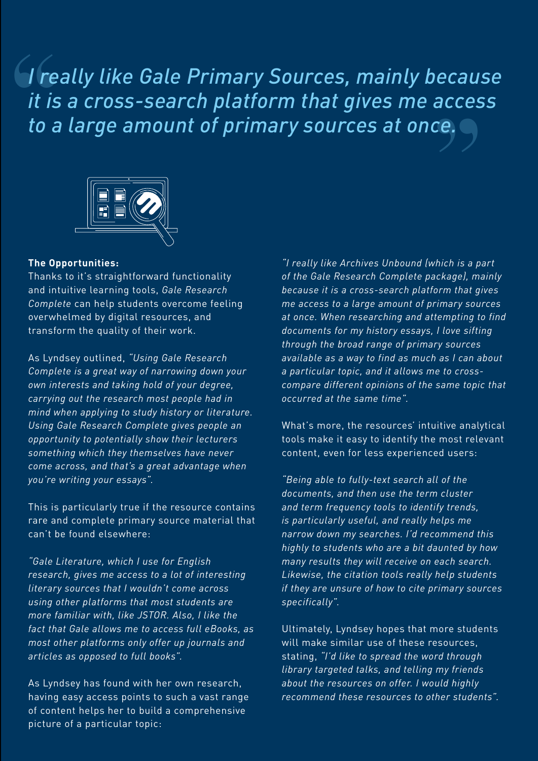> *I really like Gale Primary Sources, mainly because it is a cross-search platform that gives me access to a large amount of primary sources at once.*

**The Opportunities:**

Thanks to it's straightforward functionality and intuitive learning tools, *Gale Research Complete* can help students overcome feeling overwhelmed by digital resources, and transform the quality of their work.

As Lyndsey outlined, *"Using Gale Research Complete is a great way of narrowing down your own interests and taking hold of your degree, carrying out the research most people had in mind when applying to study history or literature. Using Gale Research Complete gives people an opportunity to potentially show their lecturers something which they themselves have never come across, and that's a great advantage when you're writing your essays".*

This is particularly true if the resource contains rare and complete primary source material that can't be found elsewhere:

*"Gale Literature, which I use for English research, gives me access to a lot of interesting literary sources that I wouldn't come across using other platforms that most students are more familiar with, like JSTOR. Also, I like the fact that Gale allows me to access full eBooks, as most other platforms only offer up journals and articles as opposed to full books".*

As Lyndsey has found with her own research, having easy access points to such a vast range of content helps her to build a comprehensive picture of a particular topic:

*"I really like Archives Unbound (which is a part of the Gale Research Complete package), mainly because it is a cross-search platform that gives me access to a large amount of primary sources at once. When researching and attempting to find documents for my history essays, I love sifting through the broad range of primary sources available as a way to find as much as I can about a particular topic, and it allows me to cross-compare different opinions of the same topic that occurred at the same time".*

What's more, the resources' intuitive analytical tools make it easy to identify the most relevant content, even for less experienced users:

*"Being able to fully-text search all of the documents, and then use the term cluster and term frequency tools to identify trends, is particularly useful, and really helps me narrow down my searches. I'd recommend this highly to students who are a bit daunted by how many results they will receive on each search. Likewise, the citation tools really help students if they are unsure of how to cite primary sources specifically".*

Ultimately, Lyndsey hopes that more students will make similar use of these resources, stating, *"I'd like to spread the word through library targeted talks, and telling my friends about the resources on offer. I would highly recommend these resources to other students".*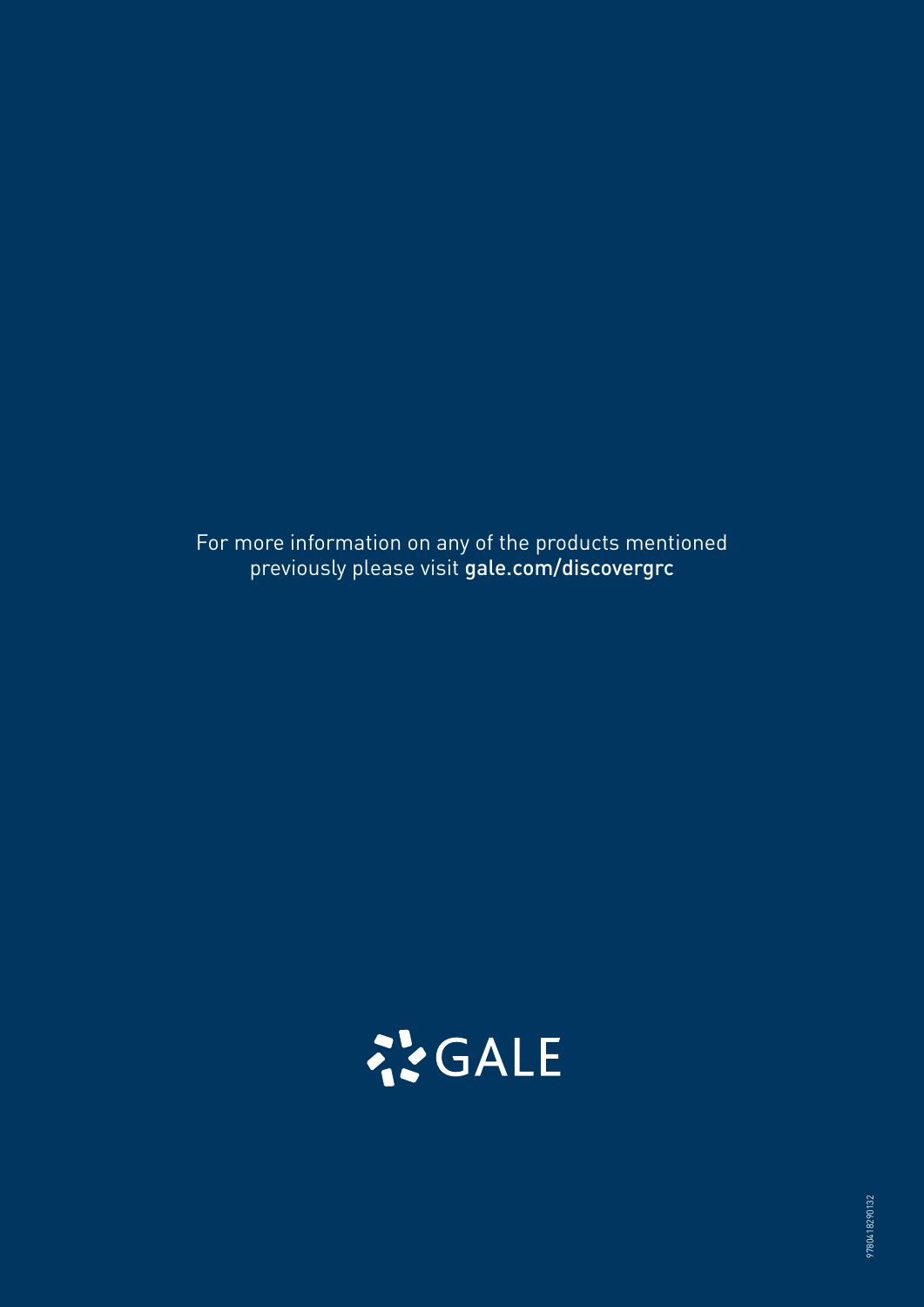For more information on any of the products mentioned previously please visit **gale.com/discovergrc**

GALE

9780418290132